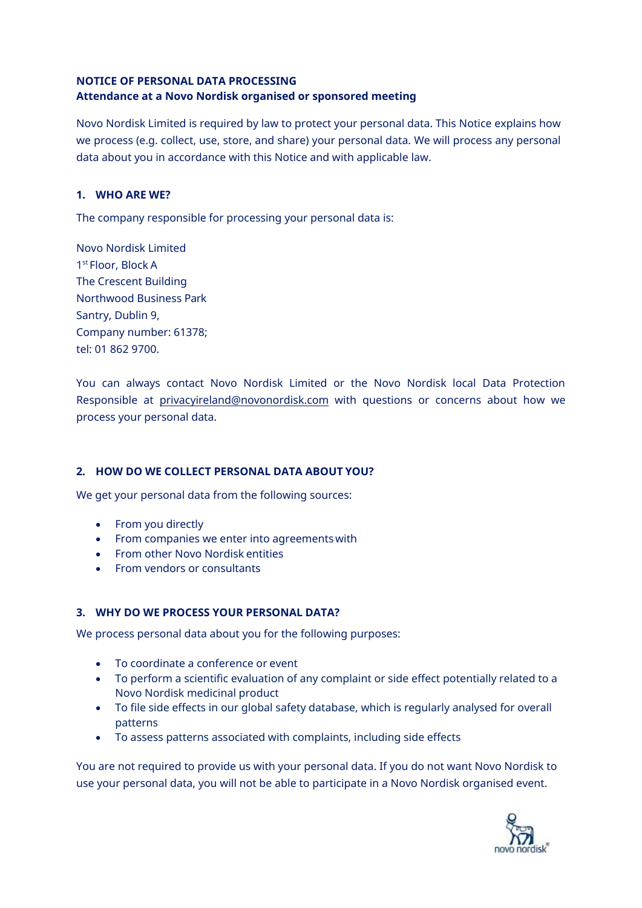**NOTICE OF PERSONAL DATA PROCESSING**
**Attendance at a Novo Nordisk organised or sponsored meeting**

Novo Nordisk Limited is required by law to protect your personal data. This Notice explains how we process (e.g. collect, use, store, and share) your personal data. We will process any personal data about you in accordance with this Notice and with applicable law.

## 1. WHO ARE WE?

The company responsible for processing your personal data is:

Novo Nordisk Limited
1st Floor, Block A
The Crescent Building
Northwood Business Park
Santry, Dublin 9,
Company number: 61378;
tel: 01 862 9700.

You can always contact Novo Nordisk Limited or the Novo Nordisk local Data Protection Responsible at privacyireland@novonordisk.com with questions or concerns about how we process your personal data.

## 2. HOW DO WE COLLECT PERSONAL DATA ABOUT YOU?

We get your personal data from the following sources:

- From you directly
- From companies we enter into agreements with
- From other Novo Nordisk entities
- From vendors or consultants

## 3. WHY DO WE PROCESS YOUR PERSONAL DATA?

We process personal data about you for the following purposes:

- To coordinate a conference or event
- To perform a scientific evaluation of any complaint or side effect potentially related to a Novo Nordisk medicinal product
- To file side effects in our global safety database, which is regularly analysed for overall patterns
- To assess patterns associated with complaints, including side effects

You are not required to provide us with your personal data. If you do not want Novo Nordisk to use your personal data, you will not be able to participate in a Novo Nordisk organised event.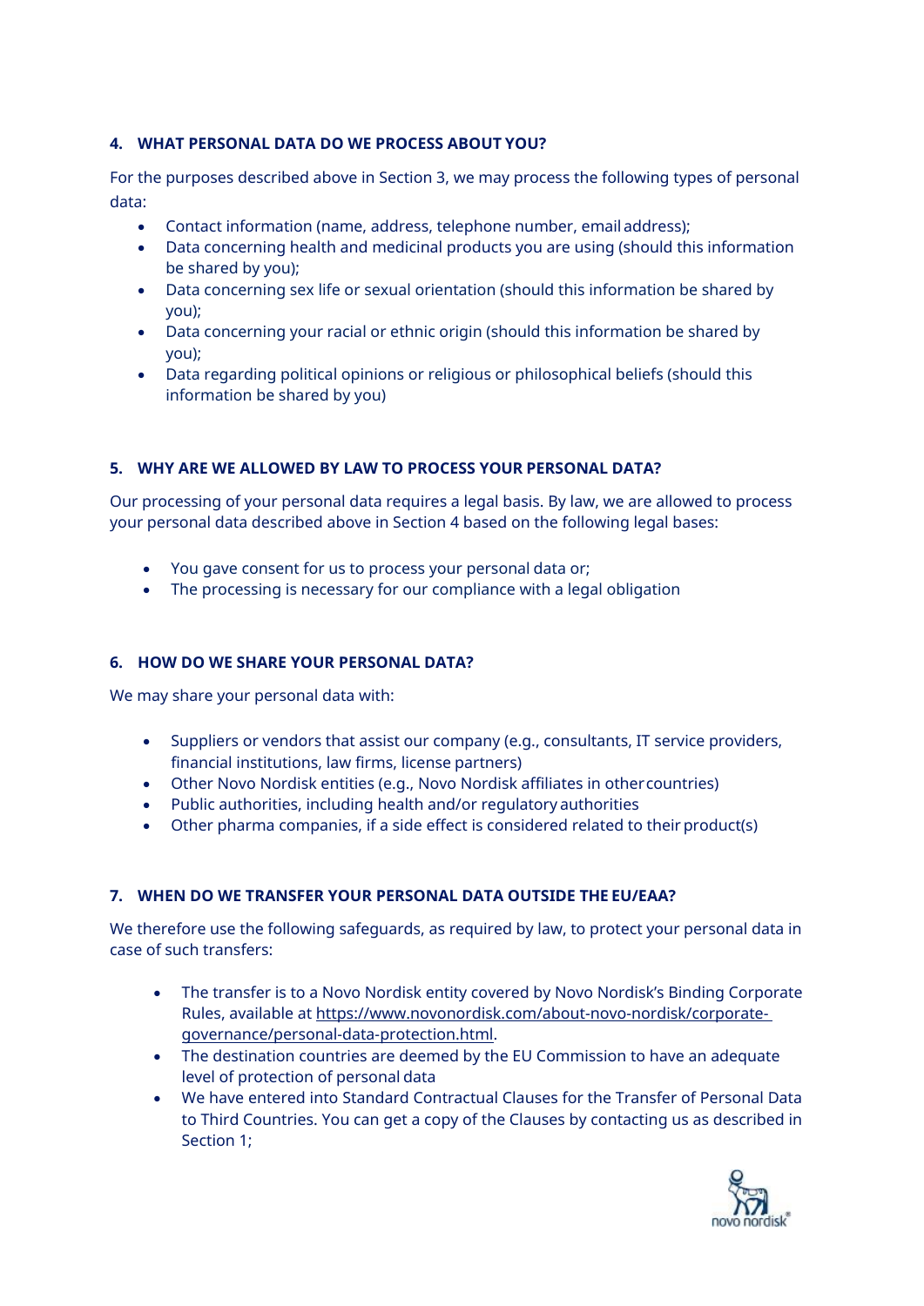## 4. WHAT PERSONAL DATA DO WE PROCESS ABOUT YOU?

For the purposes described above in Section 3, we may process the following types of personal data:

- Contact information (name, address, telephone number, email address);
- Data concerning health and medicinal products you are using (should this information be shared by you);
- Data concerning sex life or sexual orientation (should this information be shared by you);
- Data concerning your racial or ethnic origin (should this information be shared by you);
- Data regarding political opinions or religious or philosophical beliefs (should this information be shared by you)

## 5. WHY ARE WE ALLOWED BY LAW TO PROCESS YOUR PERSONAL DATA?

Our processing of your personal data requires a legal basis. By law, we are allowed to process your personal data described above in Section 4 based on the following legal bases:

- You gave consent for us to process your personal data or;
- The processing is necessary for our compliance with a legal obligation

## 6. HOW DO WE SHARE YOUR PERSONAL DATA?

We may share your personal data with:

- Suppliers or vendors that assist our company (e.g., consultants, IT service providers, financial institutions, law firms, license partners)
- Other Novo Nordisk entities (e.g., Novo Nordisk affiliates in other countries)
- Public authorities, including health and/or regulatory authorities
- Other pharma companies, if a side effect is considered related to their product(s)

## 7. WHEN DO WE TRANSFER YOUR PERSONAL DATA OUTSIDE THE EU/EAA?

We therefore use the following safeguards, as required by law, to protect your personal data in case of such transfers:

- The transfer is to a Novo Nordisk entity covered by Novo Nordisk's Binding Corporate Rules, available at https://www.novonordisk.com/about-novo-nordisk/corporate-governance/personal-data-protection.html.
- The destination countries are deemed by the EU Commission to have an adequate level of protection of personal data
- We have entered into Standard Contractual Clauses for the Transfer of Personal Data to Third Countries. You can get a copy of the Clauses by contacting us as described in Section 1;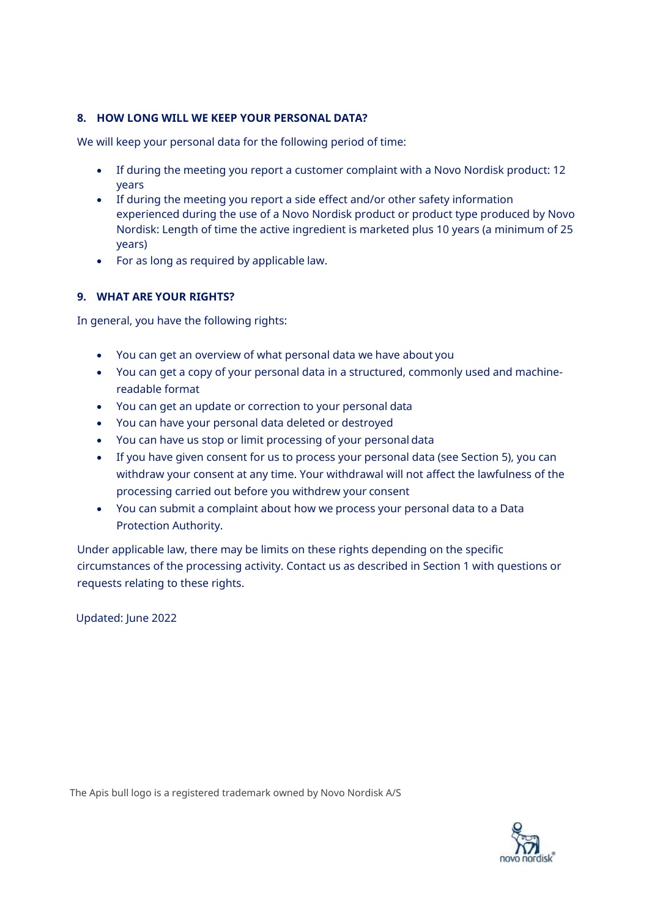## 8. HOW LONG WILL WE KEEP YOUR PERSONAL DATA?

We will keep your personal data for the following period of time:

- If during the meeting you report a customer complaint with a Novo Nordisk product: 12 years
- If during the meeting you report a side effect and/or other safety information experienced during the use of a Novo Nordisk product or product type produced by Novo Nordisk: Length of time the active ingredient is marketed plus 10 years (a minimum of 25 years)
- For as long as required by applicable law.

## 9. WHAT ARE YOUR RIGHTS?

In general, you have the following rights:

- You can get an overview of what personal data we have about you
- You can get a copy of your personal data in a structured, commonly used and machine-readable format
- You can get an update or correction to your personal data
- You can have your personal data deleted or destroyed
- You can have us stop or limit processing of your personal data
- If you have given consent for us to process your personal data (see Section 5), you can withdraw your consent at any time. Your withdrawal will not affect the lawfulness of the processing carried out before you withdrew your consent
- You can submit a complaint about how we process your personal data to a Data Protection Authority.

Under applicable law, there may be limits on these rights depending on the specific circumstances of the processing activity. Contact us as described in Section 1 with questions or requests relating to these rights.

Updated: June 2022

The Apis bull logo is a registered trademark owned by Novo Nordisk A/S